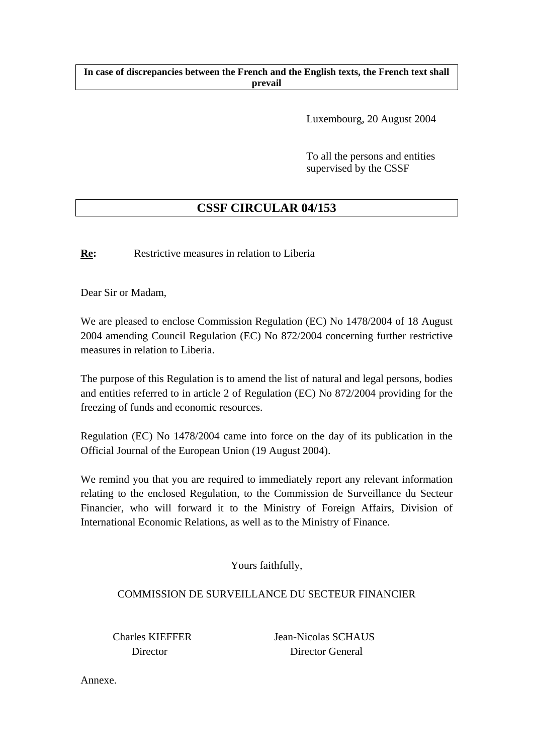**In case of discrepancies between the French and the English texts, the French text shall prevail**

Luxembourg, 20 August 2004

To all the persons and entities supervised by the CSSF

# CSSF CIRCULAR 04/153

**Re:** Restrictive measures in relation to Liberia

Dear Sir or Madam,

We are pleased to enclose Commission Regulation (EC) No 1478/2004 of 18 August 2004 amending Council Regulation (EC) No 872/2004 concerning further restrictive measures in relation to Liberia.

The purpose of this Regulation is to amend the list of natural and legal persons, bodies and entities referred to in article 2 of Regulation (EC) No 872/2004 providing for the freezing of funds and economic resources.

Regulation (EC) No 1478/2004 came into force on the day of its publication in the Official Journal of the European Union (19 August 2004).

We remind you that you are required to immediately report any relevant information relating to the enclosed Regulation, to the Commission de Surveillance du Secteur Financier, who will forward it to the Ministry of Foreign Affairs, Division of International Economic Relations, as well as to the Ministry of Finance.

Yours faithfully,

COMMISSION DE SURVEILLANCE DU SECTEUR FINANCIER

Charles KIEFFER
Director

Jean-Nicolas SCHAUS
Director General

Annexe.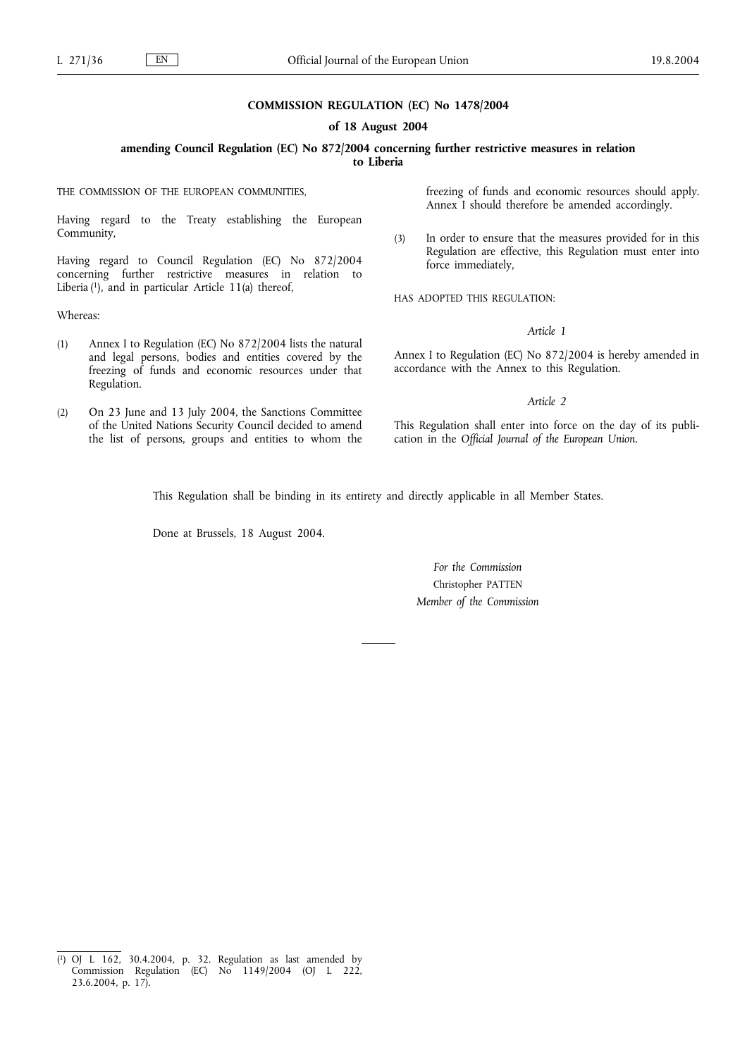**COMMISSION REGULATION (EC) No 1478/2004**

**of 18 August 2004**

**amending Council Regulation (EC) No 872/2004 concerning further restrictive measures in relation to Liberia**

THE COMMISSION OF THE EUROPEAN COMMUNITIES,

Having regard to the Treaty establishing the European Community,

Having regard to Council Regulation (EC) No 872/2004 concerning further restrictive measures in relation to Liberia [1], and in particular Article 11(a) thereof,

Whereas:

(1) Annex I to Regulation (EC) No 872/2004 lists the natural and legal persons, bodies and entities covered by the freezing of funds and economic resources under that Regulation.

(2) On 23 June and 13 July 2004, the Sanctions Committee of the United Nations Security Council decided to amend the list of persons, groups and entities to whom the freezing of funds and economic resources should apply. Annex I should therefore be amended accordingly.

(3) In order to ensure that the measures provided for in this Regulation are effective, this Regulation must enter into force immediately,

HAS ADOPTED THIS REGULATION:

*Article 1*

Annex I to Regulation (EC) No 872/2004 is hereby amended in accordance with the Annex to this Regulation.

*Article 2*

This Regulation shall enter into force on the day of its publication in the *Official Journal of the European Union*.

This Regulation shall be binding in its entirety and directly applicable in all Member States.

Done at Brussels, 18 August 2004.

*For the Commission*
Christopher PATTEN
*Member of the Commission*

---

[1] OJ L 162, 30.4.2004, p. 32. Regulation as last amended by Commission Regulation (EC) No 1149/2004 (OJ L 222, 23.6.2004, p. 17).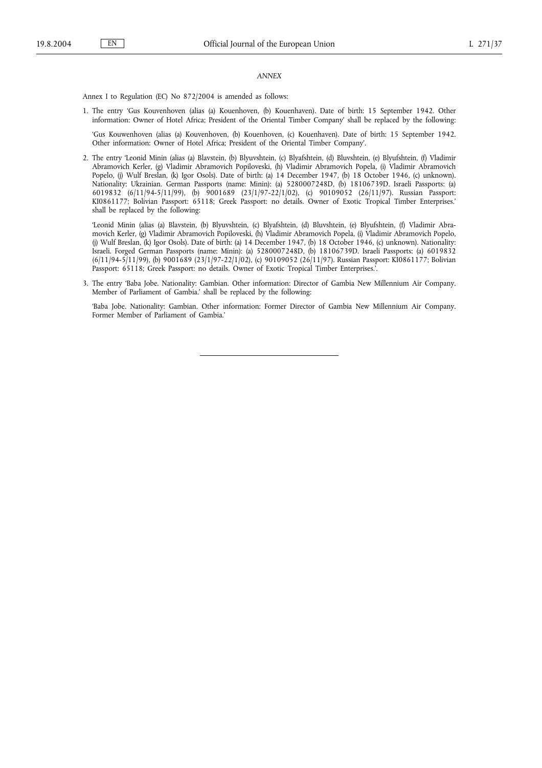*ANNEX*

Annex I to Regulation (EC) No 872/2004 is amended as follows:

1. The entry 'Gus Kouvenhoven (alias (a) Kouenhoven, (b) Kouenhaven). Date of birth: 15 September 1942. Other information: Owner of Hotel Africa; President of the Oriental Timber Company' shall be replaced by the following:

   'Gus Kouwenhoven (alias (a) Kouvenhoven, (b) Kouenhoven, (c) Kouenhaven). Date of birth: 15 September 1942. Other information: Owner of Hotel Africa; President of the Oriental Timber Company'.

2. The entry 'Leonid Minin (alias (a) Blavstein, (b) Blyuvshtein, (c) Blyafshtein, (d) Bluvshtein, (e) Blyufshtein, (f) Vladimir Abramovich Kerler, (g) Vladimir Abramovich Popiloveski, (h) Vladimir Abramovich Popela, (i) Vladimir Abramovich Popelo, (j) Wulf Breslan, (k) Igor Osols). Date of birth: (a) 14 December 1947, (b) 18 October 1946, (c) unknown). Nationality: Ukrainian. German Passports (name: Minin): (a) 5280007248D, (b) 18106739D. Israeli Passports: (a) 6019832 (6/11/94-5/11/99), (b) 9001689 (23/1/97-22/1/02), (c) 90109052 (26/11/97). Russian Passport: KI0861177; Bolivian Passport: 65118; Greek Passport: no details. Owner of Exotic Tropical Timber Enterprises.' shall be replaced by the following:

   'Leonid Minin (alias (a) Blavstein, (b) Blyuvshtein, (c) Blyafshtein, (d) Bluvshtein, (e) Blyufshtein, (f) Vladimir Abramovich Kerler, (g) Vladimir Abramovich Popiloveski, (h) Vladimir Abramovich Popela, (i) Vladimir Abramovich Popelo, (j) Wulf Breslan, (k) Igor Osols). Date of birth: (a) 14 December 1947, (b) 18 October 1946, (c) unknown). Nationality: Israeli. Forged German Passports (name: Minin): (a) 5280007248D, (b) 18106739D. Israeli Passports: (a) 6019832 (6/11/94-5/11/99), (b) 9001689 (23/1/97-22/1/02), (c) 90109052 (26/11/97). Russian Passport: KI0861177; Bolivian Passport: 65118; Greek Passport: no details. Owner of Exotic Tropical Timber Enterprises.'.

3. The entry 'Baba Jobe. Nationality: Gambian. Other information: Director of Gambia New Millennium Air Company. Member of Parliament of Gambia.' shall be replaced by the following:

   'Baba Jobe. Nationality: Gambian. Other information: Former Director of Gambia New Millennium Air Company. Former Member of Parliament of Gambia.'